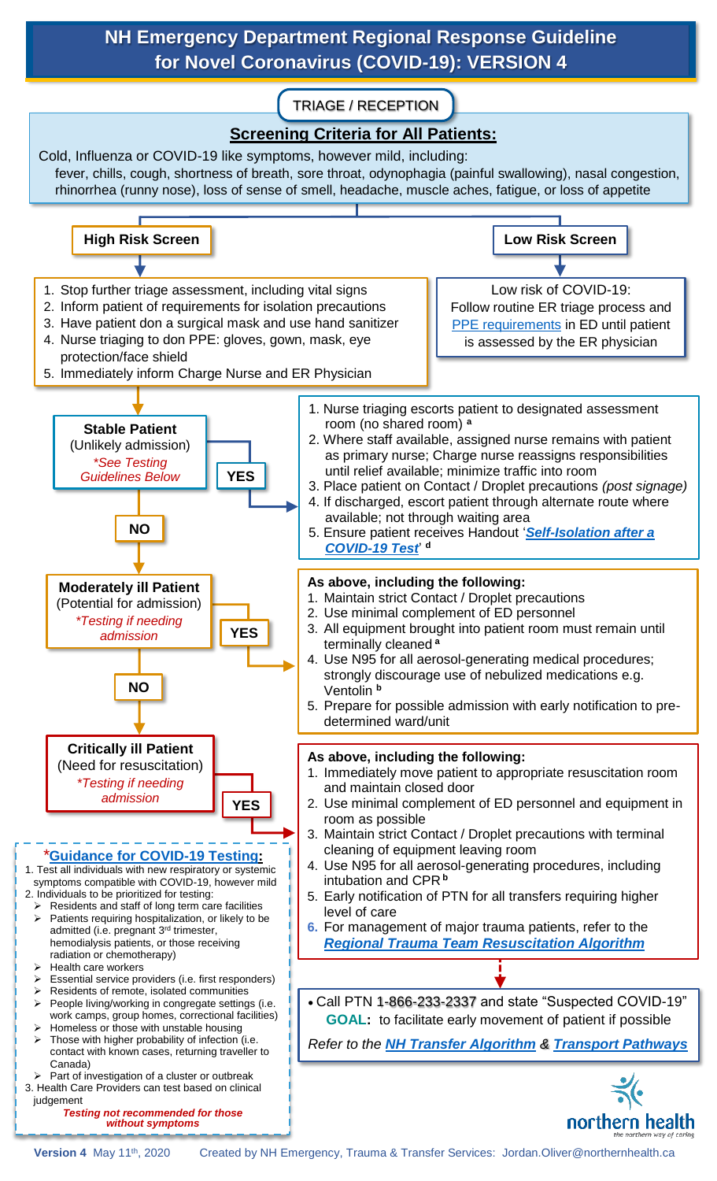# NH Emergency Department Regional Response Guideline for Novel Coronavirus (COVID-19): VERSION 4

## TRIAGE / RECEPTION

### Screening Criteria for All Patients:

Cold, Influenza or COVID-19 like symptoms, however mild, including:
fever, chills, cough, shortness of breath, sore throat, odynophagia (painful swallowing), nasal congestion, rhinorrhea (runny nose), loss of sense of smell, headache, muscle aches, fatigue, or loss of appetite

### High Risk Screen

1. Stop further triage assessment, including vital signs
2. Inform patient of requirements for isolation precautions
3. Have patient don a surgical mask and use hand sanitizer
4. Nurse triaging to don PPE: gloves, gown, mask, eye protection/face shield
5. Immediately inform Charge Nurse and ER Physician

### Low Risk Screen

Low risk of COVID-19: Follow routine ER triage process and PPE requirements in ED until patient is assessed by the ER physician

### Stable Patient
(Unlikely admission)
*\*See Testing Guidelines Below*

**YES:**

1. Nurse triaging escorts patient to designated assessment room (no shared room) [a]
2. Where staff available, assigned nurse remains with patient as primary nurse; Charge nurse reassigns responsibilities until relief available; minimize traffic into room
3. Place patient on Contact / Droplet precautions *(post signage)*
4. If discharged, escort patient through alternate route where available; not through waiting area
5. Ensure patient receives Handout '***Self-Isolation after a COVID-19 Test***' [d]

**NO** ↓

### Moderately ill Patient
(Potential for admission)
*\*Testing if needing admission*

**YES:**

**As above, including the following:**

1. Maintain strict Contact / Droplet precautions
2. Use minimal complement of ED personnel
3. All equipment brought into patient room must remain until terminally cleaned [a]
4. Use N95 for all aerosol-generating medical procedures; strongly discourage use of nebulized medications e.g. Ventolin [b]
5. Prepare for possible admission with early notification to pre-determined ward/unit

**NO** ↓

### Critically ill Patient
(Need for resuscitation)
*\*Testing if needing admission*

**YES:**

**As above, including the following:**

1. Immediately move patient to appropriate resuscitation room and maintain closed door
2. Use minimal complement of ED personnel and equipment in room as possible
3. Maintain strict Contact / Droplet precautions with terminal cleaning of equipment leaving room
4. Use N95 for all aerosol-generating procedures, including intubation and CPR [b]
5. Early notification of PTN for all transfers requiring higher level of care
6. For management of major trauma patients, refer to the ***Regional Trauma Team Resuscitation Algorithm***

- Call PTN 1-866-233-2337 and state "Suspected COVID-19"
  **GOAL:** to facilitate early movement of patient if possible

*Refer to the **NH Transfer Algorithm** & **Transport Pathways***

### *Guidance for COVID-19 Testing:

1. Test all individuals with new respiratory or systemic symptoms compatible with COVID-19, however mild
2. Individuals to be prioritized for testing:
   - Residents and staff of long term care facilities
   - Patients requiring hospitalization, or likely to be admitted (i.e. pregnant 3rd trimester, hemodialysis patients, or those receiving radiation or chemotherapy)
   - Health care workers
   - Essential service providers (i.e. first responders)
   - Residents of remote, isolated communities
   - People living/working in congregate settings (i.e. work camps, group homes, correctional facilities)
   - Homeless or those with unstable housing
   - Those with higher probability of infection (i.e. contact with known cases, returning traveller to Canada)
   - Part of investigation of a cluster or outbreak
3. Health Care Providers can test based on clinical judgement

***Testing not recommended for those without symptoms***

northern health — the northern way of caring

**Version 4** May 11th, 2020 Created by NH Emergency, Trauma & Transfer Services: Jordan.Oliver@northernhealth.ca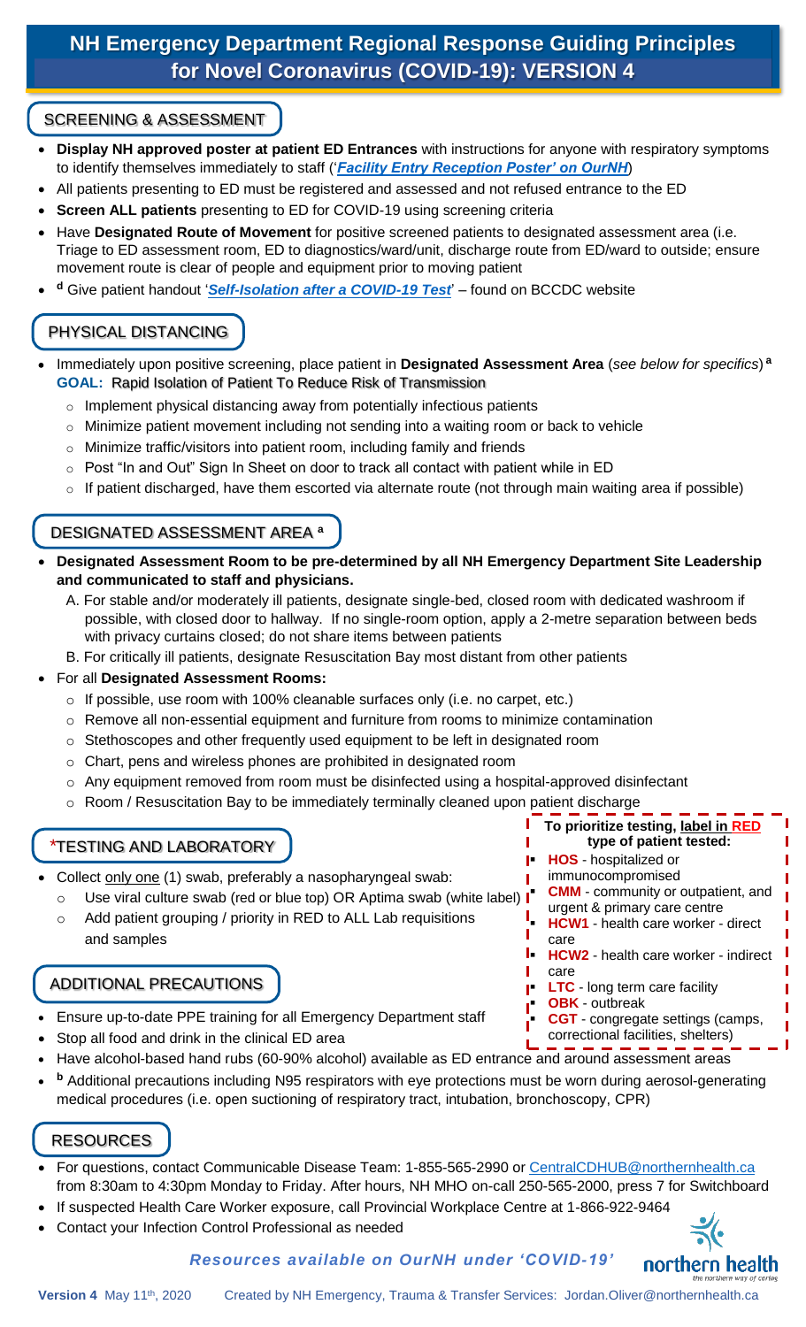# NH Emergency Department Regional Response Guiding Principles for Novel Coronavirus (COVID-19): VERSION 4

## SCREENING & ASSESSMENT

- **Display NH approved poster at patient ED Entrances** with instructions for anyone with respiratory symptoms to identify themselves immediately to staff ('***Facility Entry Reception Poster' on OurNH***)
- All patients presenting to ED must be registered and assessed and not refused entrance to the ED
- **Screen ALL patients** presenting to ED for COVID-19 using screening criteria
- Have **Designated Route of Movement** for positive screened patients to designated assessment area (i.e. Triage to ED assessment room, ED to diagnostics/ward/unit, discharge route from ED/ward to outside; ensure movement route is clear of people and equipment prior to moving patient
- [d] Give patient handout '***Self-Isolation after a COVID-19 Test***' – found on BCCDC website

## PHYSICAL DISTANCING

- Immediately upon positive screening, place patient in **Designated Assessment Area** (*see below for specifics*) [a]
  **GOAL:** Rapid Isolation of Patient To Reduce Risk of Transmission
  - Implement physical distancing away from potentially infectious patients
  - Minimize patient movement including not sending into a waiting room or back to vehicle
  - Minimize traffic/visitors into patient room, including family and friends
  - Post "In and Out" Sign In Sheet on door to track all contact with patient while in ED
  - If patient discharged, have them escorted via alternate route (not through main waiting area if possible)

## DESIGNATED ASSESSMENT AREA [a]

- **Designated Assessment Room to be pre-determined by all NH Emergency Department Site Leadership and communicated to staff and physicians.**
  A. For stable and/or moderately ill patients, designate single-bed, closed room with dedicated washroom if possible, with closed door to hallway. If no single-room option, apply a 2-metre separation between beds with privacy curtains closed; do not share items between patients
  B. For critically ill patients, designate Resuscitation Bay most distant from other patients
- For all **Designated Assessment Rooms:**
  - If possible, use room with 100% cleanable surfaces only (i.e. no carpet, etc.)
  - Remove all non-essential equipment and furniture from rooms to minimize contamination
  - Stethoscopes and other frequently used equipment to be left in designated room
  - Chart, pens and wireless phones are prohibited in designated room
  - Any equipment removed from room must be disinfected using a hospital-approved disinfectant
  - Room / Resuscitation Bay to be immediately terminally cleaned upon patient discharge

## *TESTING AND LABORATORY

- Collect only one (1) swab, preferably a nasopharyngeal swab:
  - Use viral culture swab (red or blue top) OR Aptima swab (white label)
  - Add patient grouping / priority in RED to ALL Lab requisitions and samples

**To prioritize testing, label in RED type of patient tested:**

- **HOS** - hospitalized or immunocompromised
- **CMM** - community or outpatient, and urgent & primary care centre
- **HCW1** - health care worker - direct care
- **HCW2** - health care worker - indirect care
- **LTC** - long term care facility
- **OBK** - outbreak
- **CGT** - congregate settings (camps, correctional facilities, shelters)

## ADDITIONAL PRECAUTIONS

- Ensure up-to-date PPE training for all Emergency Department staff
- Stop all food and drink in the clinical ED area
- Have alcohol-based hand rubs (60-90% alcohol) available as ED entrance and around assessment areas
- [b] Additional precautions including N95 respirators with eye protections must be worn during aerosol-generating medical procedures (i.e. open suctioning of respiratory tract, intubation, bronchoscopy, CPR)

## RESOURCES

- For questions, contact Communicable Disease Team: 1-855-565-2990 or CentralCDHUB@northernhealth.ca from 8:30am to 4:30pm Monday to Friday. After hours, NH MHO on-call 250-565-2000, press 7 for Switchboard
- If suspected Health Care Worker exposure, call Provincial Workplace Centre at 1-866-922-9464
- Contact your Infection Control Professional as needed

***Resources available on OurNH under 'COVID-19'***

northern health
the northern way of caring

**Version 4** May 11th, 2020 Created by NH Emergency, Trauma & Transfer Services: Jordan.Oliver@northernhealth.ca